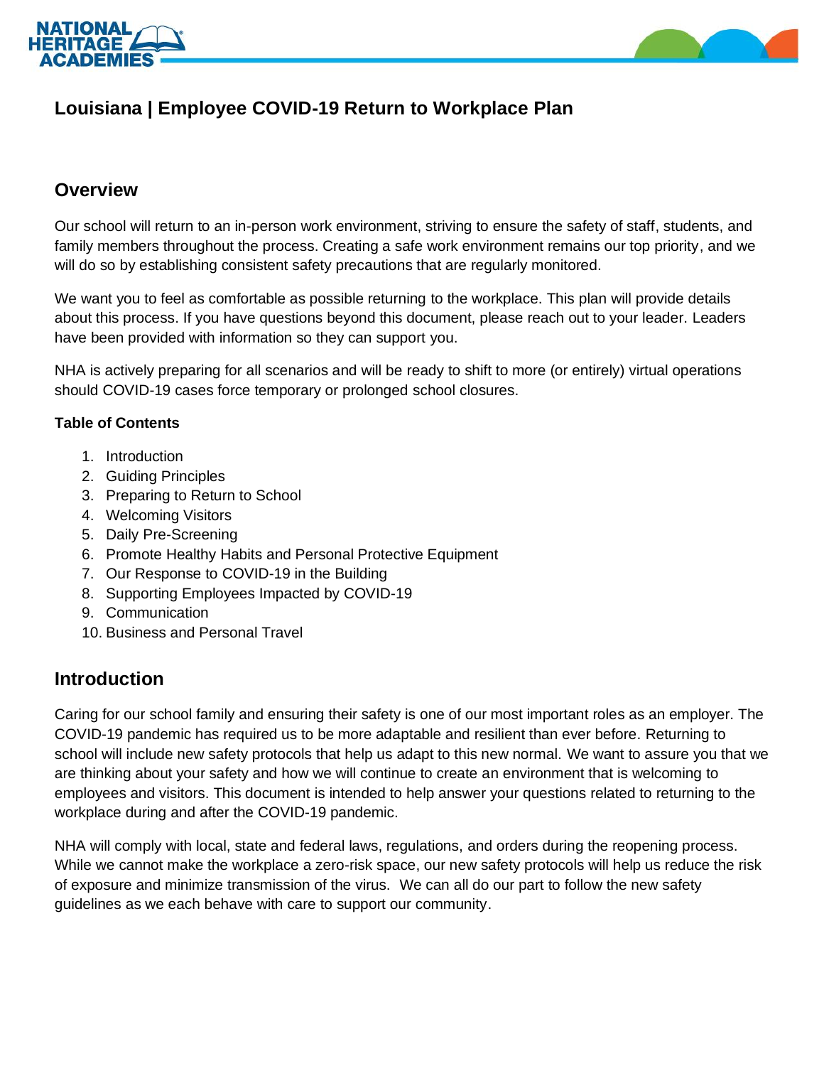# Louisiana | Employee COVID-19 Return to Workplace Plan

## Overview

Our school will return to an in-person work environment, striving to ensure the safety of staff, students, and family members throughout the process. Creating a safe work environment remains our top priority, and we will do so by establishing consistent safety precautions that are regularly monitored.

We want you to feel as comfortable as possible returning to the workplace. This plan will provide details about this process. If you have questions beyond this document, please reach out to your leader. Leaders have been provided with information so they can support you.

NHA is actively preparing for all scenarios and will be ready to shift to more (or entirely) virtual operations should COVID-19 cases force temporary or prolonged school closures.

**Table of Contents**

1. Introduction
2. Guiding Principles
3. Preparing to Return to School
4. Welcoming Visitors
5. Daily Pre-Screening
6. Promote Healthy Habits and Personal Protective Equipment
7. Our Response to COVID-19 in the Building
8. Supporting Employees Impacted by COVID-19
9. Communication
10. Business and Personal Travel

## Introduction

Caring for our school family and ensuring their safety is one of our most important roles as an employer. The COVID-19 pandemic has required us to be more adaptable and resilient than ever before. Returning to school will include new safety protocols that help us adapt to this new normal. We want to assure you that we are thinking about your safety and how we will continue to create an environment that is welcoming to employees and visitors. This document is intended to help answer your questions related to returning to the workplace during and after the COVID-19 pandemic.

NHA will comply with local, state and federal laws, regulations, and orders during the reopening process. While we cannot make the workplace a zero-risk space, our new safety protocols will help us reduce the risk of exposure and minimize transmission of the virus. We can all do our part to follow the new safety guidelines as we each behave with care to support our community.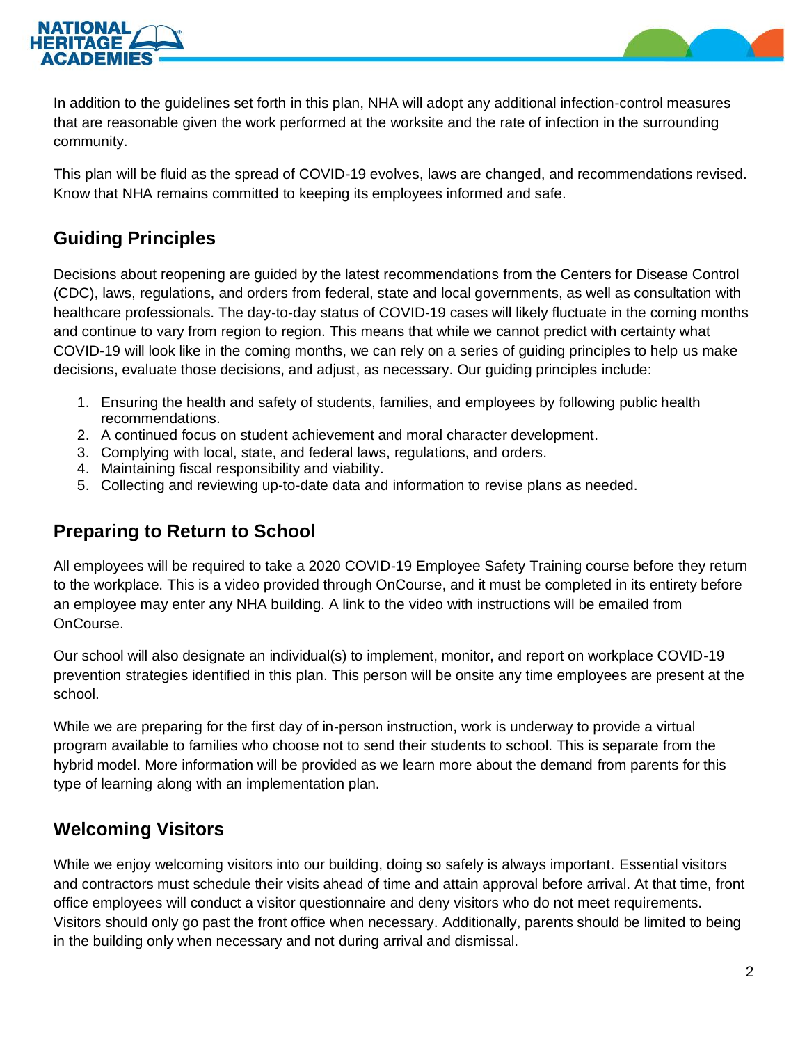In addition to the guidelines set forth in this plan, NHA will adopt any additional infection-control measures that are reasonable given the work performed at the worksite and the rate of infection in the surrounding community.

This plan will be fluid as the spread of COVID-19 evolves, laws are changed, and recommendations revised. Know that NHA remains committed to keeping its employees informed and safe.

## Guiding Principles

Decisions about reopening are guided by the latest recommendations from the Centers for Disease Control (CDC), laws, regulations, and orders from federal, state and local governments, as well as consultation with healthcare professionals. The day-to-day status of COVID-19 cases will likely fluctuate in the coming months and continue to vary from region to region. This means that while we cannot predict with certainty what COVID-19 will look like in the coming months, we can rely on a series of guiding principles to help us make decisions, evaluate those decisions, and adjust, as necessary. Our guiding principles include:

1. Ensuring the health and safety of students, families, and employees by following public health recommendations.
2. A continued focus on student achievement and moral character development.
3. Complying with local, state, and federal laws, regulations, and orders.
4. Maintaining fiscal responsibility and viability.
5. Collecting and reviewing up-to-date data and information to revise plans as needed.

## Preparing to Return to School

All employees will be required to take a 2020 COVID-19 Employee Safety Training course before they return to the workplace. This is a video provided through OnCourse, and it must be completed in its entirety before an employee may enter any NHA building. A link to the video with instructions will be emailed from OnCourse.

Our school will also designate an individual(s) to implement, monitor, and report on workplace COVID-19 prevention strategies identified in this plan. This person will be onsite any time employees are present at the school.

While we are preparing for the first day of in-person instruction, work is underway to provide a virtual program available to families who choose not to send their students to school. This is separate from the hybrid model. More information will be provided as we learn more about the demand from parents for this type of learning along with an implementation plan.

## Welcoming Visitors

While we enjoy welcoming visitors into our building, doing so safely is always important. Essential visitors and contractors must schedule their visits ahead of time and attain approval before arrival. At that time, front office employees will conduct a visitor questionnaire and deny visitors who do not meet requirements. Visitors should only go past the front office when necessary. Additionally, parents should be limited to being in the building only when necessary and not during arrival and dismissal.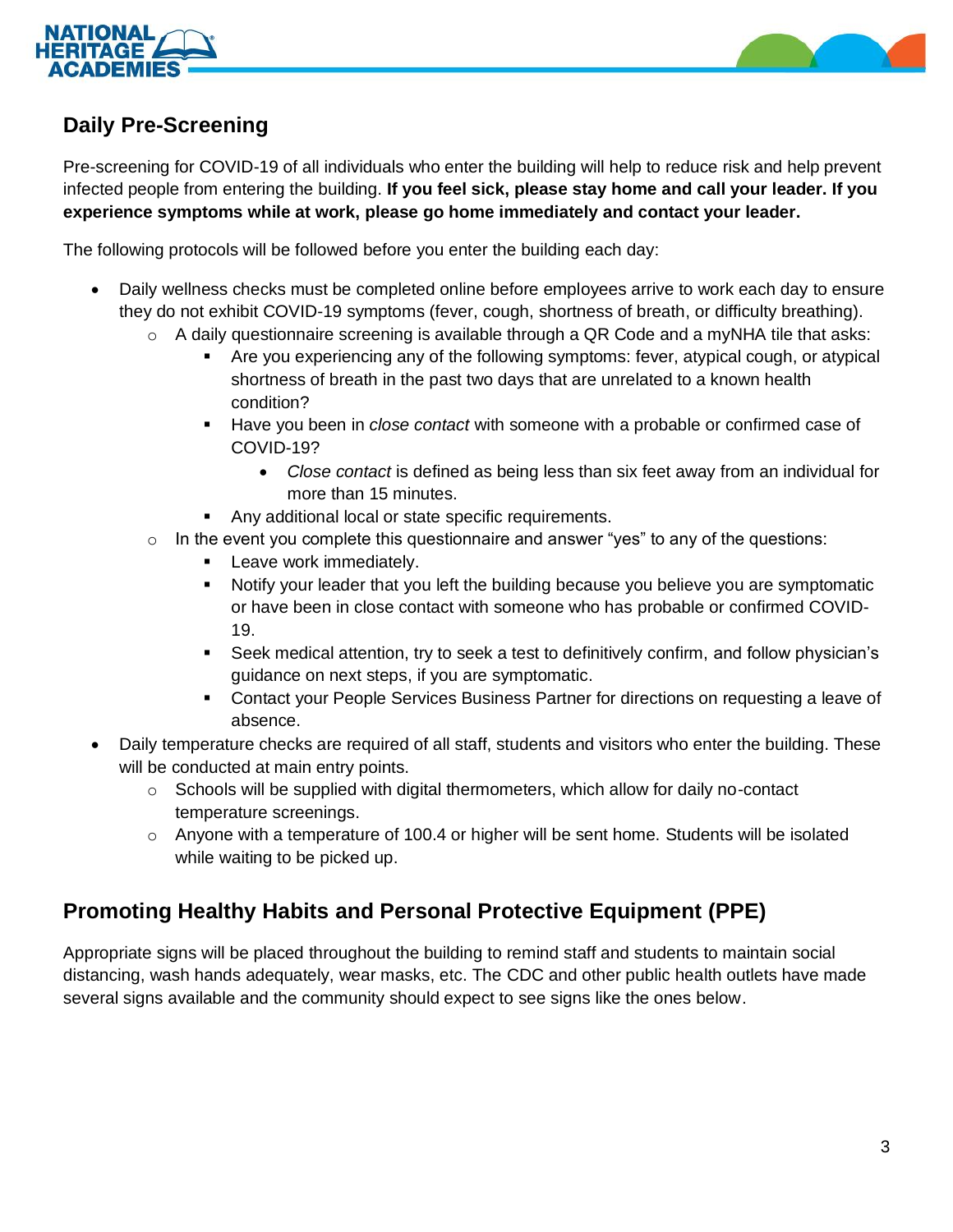## Daily Pre-Screening

Pre-screening for COVID-19 of all individuals who enter the building will help to reduce risk and help prevent infected people from entering the building. **If you feel sick, please stay home and call your leader. If you experience symptoms while at work, please go home immediately and contact your leader.**

The following protocols will be followed before you enter the building each day:

- Daily wellness checks must be completed online before employees arrive to work each day to ensure they do not exhibit COVID-19 symptoms (fever, cough, shortness of breath, or difficulty breathing).
  - A daily questionnaire screening is available through a QR Code and a myNHA tile that asks:
    - Are you experiencing any of the following symptoms: fever, atypical cough, or atypical shortness of breath in the past two days that are unrelated to a known health condition?
    - Have you been in *close contact* with someone with a probable or confirmed case of COVID-19?
      - *Close contact* is defined as being less than six feet away from an individual for more than 15 minutes.
    - Any additional local or state specific requirements.
  - In the event you complete this questionnaire and answer "yes" to any of the questions:
    - Leave work immediately.
    - Notify your leader that you left the building because you believe you are symptomatic or have been in close contact with someone who has probable or confirmed COVID-19.
    - Seek medical attention, try to seek a test to definitively confirm, and follow physician's guidance on next steps, if you are symptomatic.
    - Contact your People Services Business Partner for directions on requesting a leave of absence.
- Daily temperature checks are required of all staff, students and visitors who enter the building. These will be conducted at main entry points.
  - Schools will be supplied with digital thermometers, which allow for daily no-contact temperature screenings.
  - Anyone with a temperature of 100.4 or higher will be sent home. Students will be isolated while waiting to be picked up.

## Promoting Healthy Habits and Personal Protective Equipment (PPE)

Appropriate signs will be placed throughout the building to remind staff and students to maintain social distancing, wash hands adequately, wear masks, etc. The CDC and other public health outlets have made several signs available and the community should expect to see signs like the ones below.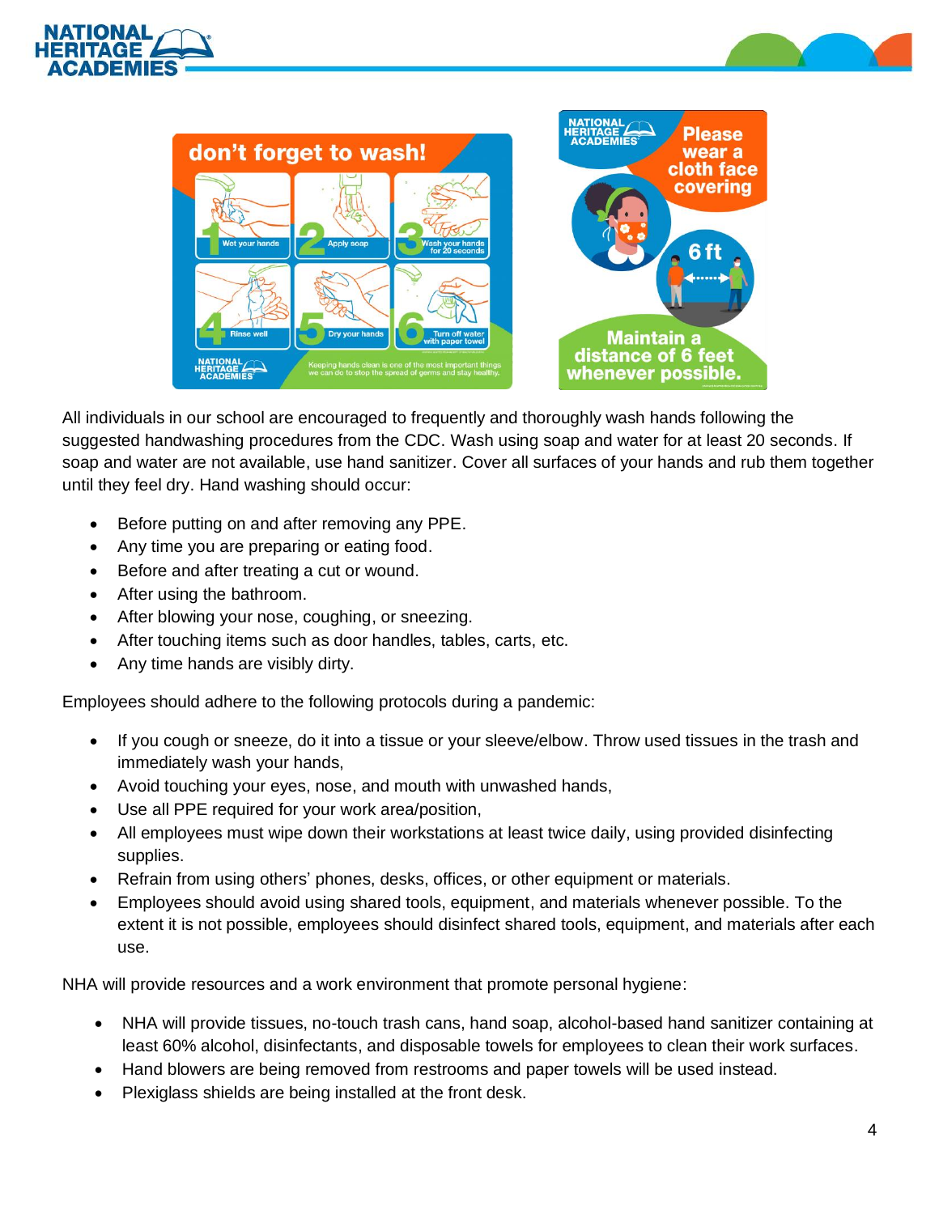don't forget to wash!

1 Wet your hands
2 Apply soap
3 Wash your hands for 20 seconds
4 Rinse well
5 Dry your hands
6 Turn off water with paper towel

Keeping hands clean is one of the most important things we can do to stop the spread of germs and stay healthy.

Please wear a cloth face covering

6 ft

Maintain a distance of 6 feet whenever possible.

All individuals in our school are encouraged to frequently and thoroughly wash hands following the suggested handwashing procedures from the CDC. Wash using soap and water for at least 20 seconds. If soap and water are not available, use hand sanitizer. Cover all surfaces of your hands and rub them together until they feel dry. Hand washing should occur:

- Before putting on and after removing any PPE.
- Any time you are preparing or eating food.
- Before and after treating a cut or wound.
- After using the bathroom.
- After blowing your nose, coughing, or sneezing.
- After touching items such as door handles, tables, carts, etc.
- Any time hands are visibly dirty.

Employees should adhere to the following protocols during a pandemic:

- If you cough or sneeze, do it into a tissue or your sleeve/elbow. Throw used tissues in the trash and immediately wash your hands,
- Avoid touching your eyes, nose, and mouth with unwashed hands,
- Use all PPE required for your work area/position,
- All employees must wipe down their workstations at least twice daily, using provided disinfecting supplies.
- Refrain from using others' phones, desks, offices, or other equipment or materials.
- Employees should avoid using shared tools, equipment, and materials whenever possible. To the extent it is not possible, employees should disinfect shared tools, equipment, and materials after each use.

NHA will provide resources and a work environment that promote personal hygiene:

- NHA will provide tissues, no-touch trash cans, hand soap, alcohol-based hand sanitizer containing at least 60% alcohol, disinfectants, and disposable towels for employees to clean their work surfaces.
- Hand blowers are being removed from restrooms and paper towels will be used instead.
- Plexiglass shields are being installed at the front desk.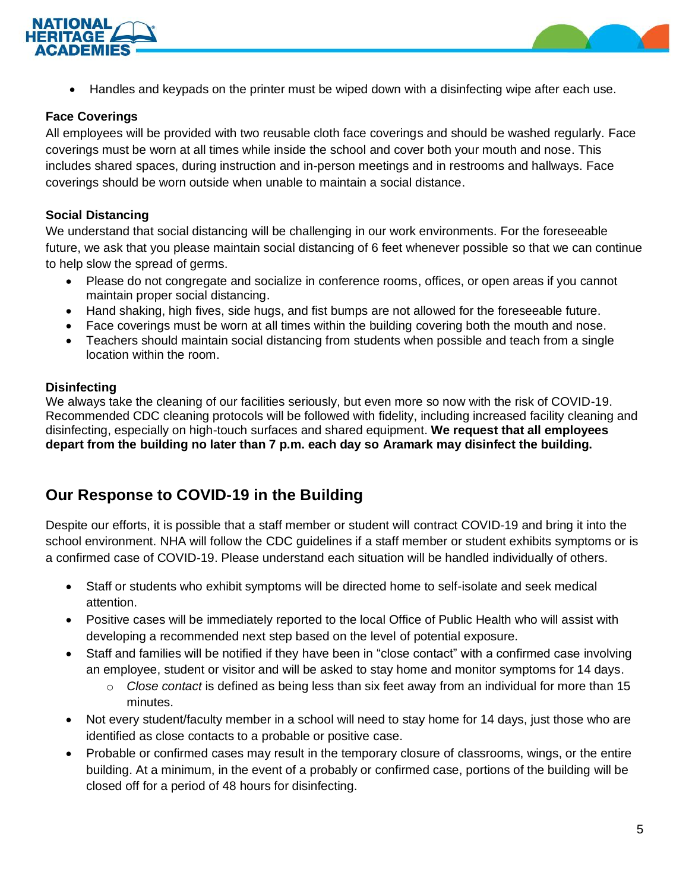- Handles and keypads on the printer must be wiped down with a disinfecting wipe after each use.

**Face Coverings**
All employees will be provided with two reusable cloth face coverings and should be washed regularly. Face coverings must be worn at all times while inside the school and cover both your mouth and nose. This includes shared spaces, during instruction and in-person meetings and in restrooms and hallways. Face coverings should be worn outside when unable to maintain a social distance.

**Social Distancing**
We understand that social distancing will be challenging in our work environments. For the foreseeable future, we ask that you please maintain social distancing of 6 feet whenever possible so that we can continue to help slow the spread of germs.

- Please do not congregate and socialize in conference rooms, offices, or open areas if you cannot maintain proper social distancing.
- Hand shaking, high fives, side hugs, and fist bumps are not allowed for the foreseeable future.
- Face coverings must be worn at all times within the building covering both the mouth and nose.
- Teachers should maintain social distancing from students when possible and teach from a single location within the room.

**Disinfecting**
We always take the cleaning of our facilities seriously, but even more so now with the risk of COVID-19. Recommended CDC cleaning protocols will be followed with fidelity, including increased facility cleaning and disinfecting, especially on high-touch surfaces and shared equipment. **We request that all employees depart from the building no later than 7 p.m. each day so Aramark may disinfect the building.**

## Our Response to COVID-19 in the Building

Despite our efforts, it is possible that a staff member or student will contract COVID-19 and bring it into the school environment. NHA will follow the CDC guidelines if a staff member or student exhibits symptoms or is a confirmed case of COVID-19. Please understand each situation will be handled individually of others.

- Staff or students who exhibit symptoms will be directed home to self-isolate and seek medical attention.
- Positive cases will be immediately reported to the local Office of Public Health who will assist with developing a recommended next step based on the level of potential exposure.
- Staff and families will be notified if they have been in “close contact” with a confirmed case involving an employee, student or visitor and will be asked to stay home and monitor symptoms for 14 days.
  - *Close contact* is defined as being less than six feet away from an individual for more than 15 minutes.
- Not every student/faculty member in a school will need to stay home for 14 days, just those who are identified as close contacts to a probable or positive case.
- Probable or confirmed cases may result in the temporary closure of classrooms, wings, or the entire building. At a minimum, in the event of a probably or confirmed case, portions of the building will be closed off for a period of 48 hours for disinfecting.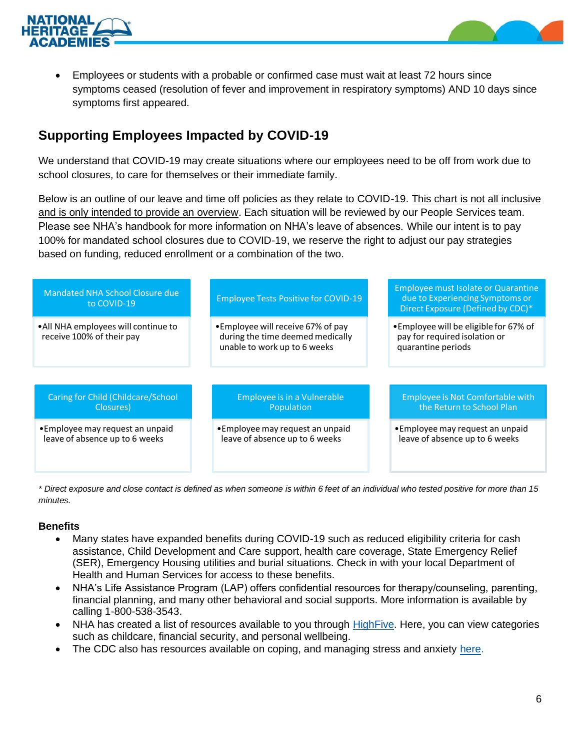- Employees or students with a probable or confirmed case must wait at least 72 hours since symptoms ceased (resolution of fever and improvement in respiratory symptoms) AND 10 days since symptoms first appeared.

## Supporting Employees Impacted by COVID-19

We understand that COVID-19 may create situations where our employees need to be off from work due to school closures, to care for themselves or their immediate family.

Below is an outline of our leave and time off policies as they relate to COVID-19. This chart is not all inclusive and is only intended to provide an overview. Each situation will be reviewed by our People Services team. Please see NHA's handbook for more information on NHA's leave of absences. While our intent is to pay 100% for mandated school closures due to COVID-19, we reserve the right to adjust our pay strategies based on funding, reduced enrollment or a combination of the two.

| Mandated NHA School Closure due to COVID-19 | Employee Tests Positive for COVID-19 | Employee must Isolate or Quarantine due to Experiencing Symptoms or Direct Exposure (Defined by CDC)* |
|---|---|---|
| • All NHA employees will continue to receive 100% of their pay | • Employee will receive 67% of pay during the time deemed medically unable to work up to 6 weeks | • Employee will be eligible for 67% of pay for required isolation or quarantine periods |

| Caring for Child (Childcare/School Closures) | Employee is in a Vulnerable Population | Employee is Not Comfortable with the Return to School Plan |
|---|---|---|
| • Employee may request an unpaid leave of absence up to 6 weeks | • Employee may request an unpaid leave of absence up to 6 weeks | • Employee may request an unpaid leave of absence up to 6 weeks |

*\* Direct exposure and close contact is defined as when someone is within 6 feet of an individual who tested positive for more than 15 minutes.*

**Benefits**

- Many states have expanded benefits during COVID-19 such as reduced eligibility criteria for cash assistance, Child Development and Care support, health care coverage, State Emergency Relief (SER), Emergency Housing utilities and burial situations. Check in with your local Department of Health and Human Services for access to these benefits.
- NHA's Life Assistance Program (LAP) offers confidential resources for therapy/counseling, parenting, financial planning, and many other behavioral and social supports. More information is available by calling 1-800-538-3543.
- NHA has created a list of resources available to you through HighFive. Here, you can view categories such as childcare, financial security, and personal wellbeing.
- The CDC also has resources available on coping, and managing stress and anxiety here.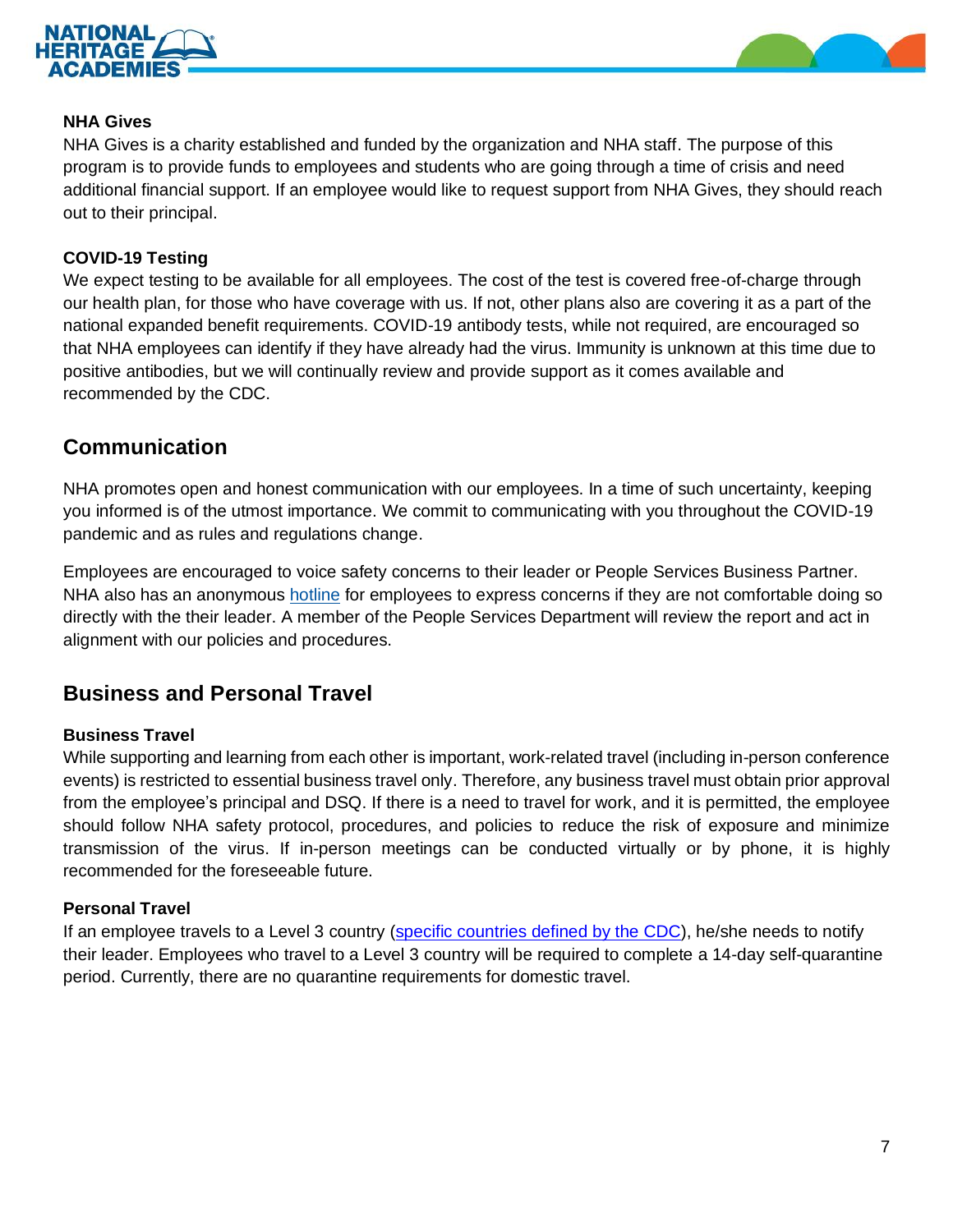### NHA Gives

NHA Gives is a charity established and funded by the organization and NHA staff. The purpose of this program is to provide funds to employees and students who are going through a time of crisis and need additional financial support. If an employee would like to request support from NHA Gives, they should reach out to their principal.

### COVID-19 Testing

We expect testing to be available for all employees. The cost of the test is covered free-of-charge through our health plan, for those who have coverage with us. If not, other plans also are covering it as a part of the national expanded benefit requirements. COVID-19 antibody tests, while not required, are encouraged so that NHA employees can identify if they have already had the virus. Immunity is unknown at this time due to positive antibodies, but we will continually review and provide support as it comes available and recommended by the CDC.

## Communication

NHA promotes open and honest communication with our employees. In a time of such uncertainty, keeping you informed is of the utmost importance. We commit to communicating with you throughout the COVID-19 pandemic and as rules and regulations change.

Employees are encouraged to voice safety concerns to their leader or People Services Business Partner. NHA also has an anonymous hotline for employees to express concerns if they are not comfortable doing so directly with the their leader. A member of the People Services Department will review the report and act in alignment with our policies and procedures.

## Business and Personal Travel

### Business Travel

While supporting and learning from each other is important, work-related travel (including in-person conference events) is restricted to essential business travel only. Therefore, any business travel must obtain prior approval from the employee's principal and DSQ. If there is a need to travel for work, and it is permitted, the employee should follow NHA safety protocol, procedures, and policies to reduce the risk of exposure and minimize transmission of the virus. If in-person meetings can be conducted virtually or by phone, it is highly recommended for the foreseeable future.

### Personal Travel

If an employee travels to a Level 3 country (specific countries defined by the CDC), he/she needs to notify their leader. Employees who travel to a Level 3 country will be required to complete a 14-day self-quarantine period. Currently, there are no quarantine requirements for domestic travel.